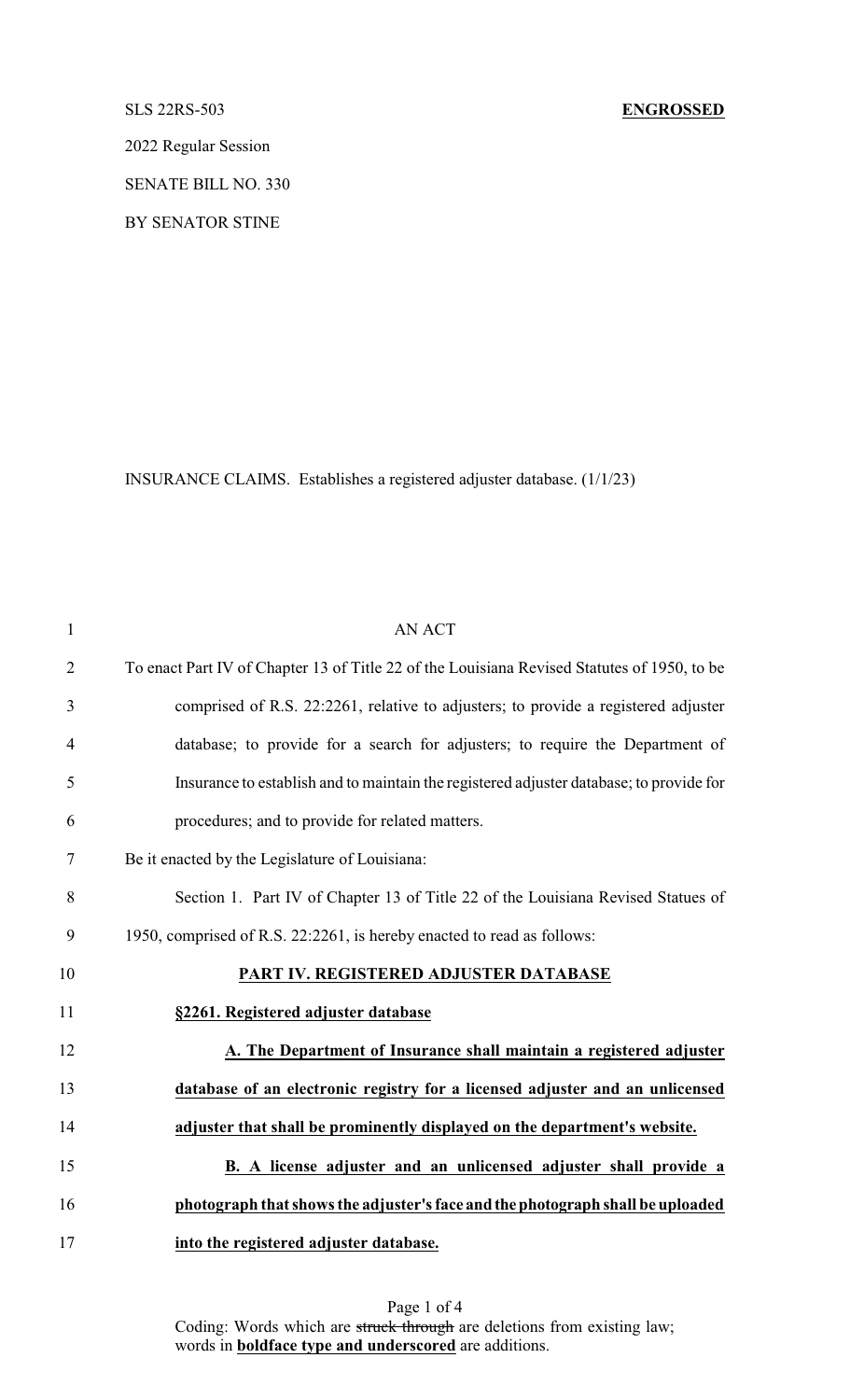SLS 22RS-503 **ENGROSSED**

2022 Regular Session

SENATE BILL NO. 330

BY SENATOR STINE

INSURANCE CLAIMS. Establishes a registered adjuster database. (1/1/23)

AN ACT

To enact Part IV of Chapter 13 of Title 22 of the Louisiana Revised Statutes of 1950, to be comprised of R.S. 22:2261, relative to adjusters; to provide a registered adjuster database; to provide for a search for adjusters; to require the Department of Insurance to establish and to maintain the registered adjuster database; to provide for procedures; and to provide for related matters.

Be it enacted by the Legislature of Louisiana:

Section 1. Part IV of Chapter 13 of Title 22 of the Louisiana Revised Statues of 1950, comprised of R.S. 22:2261, is hereby enacted to read as follows:

**PART IV. REGISTERED ADJUSTER DATABASE**

**§2261. Registered adjuster database**

**A. The Department of Insurance shall maintain a registered adjuster database of an electronic registry for a licensed adjuster and an unlicensed adjuster that shall be prominently displayed on the department's website.**

**B. A license adjuster and an unlicensed adjuster shall provide a photograph that shows the adjuster's face and the photograph shall be uploaded into the registered adjuster database.**

Coding: Words which are ~~struck through~~ are deletions from existing law; words in **boldface type and underscored** are additions.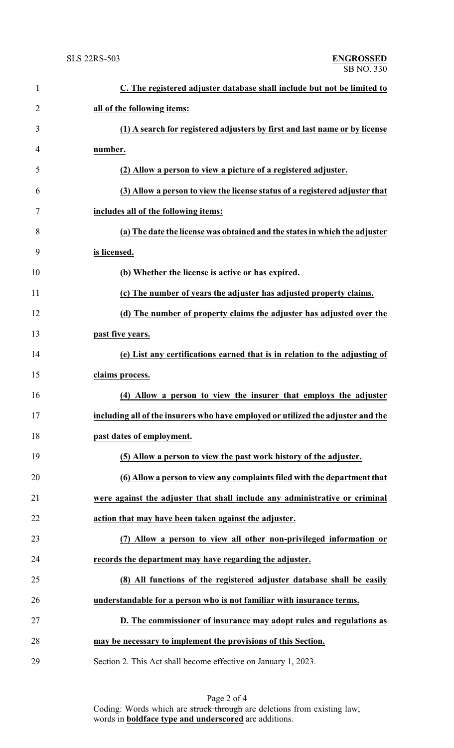**C. The registered adjuster database shall include but not be limited to all of the following items:**

**(1) A search for registered adjusters by first and last name or by license number.**

**(2) Allow a person to view a picture of a registered adjuster.**

**(3) Allow a person to view the license status of a registered adjuster that includes all of the following items:**

**(a) The date the license was obtained and the states in which the adjuster is licensed.**

**(b) Whether the license is active or has expired.**

**(c) The number of years the adjuster has adjusted property claims.**

**(d) The number of property claims the adjuster has adjusted over the past five years.**

**(e) List any certifications earned that is in relation to the adjusting of claims process.**

**(4) Allow a person to view the insurer that employs the adjuster including all of the insurers who have employed or utilized the adjuster and the past dates of employment.**

**(5) Allow a person to view the past work history of the adjuster.**

**(6) Allow a person to view any complaints filed with the department that were against the adjuster that shall include any administrative or criminal action that may have been taken against the adjuster.**

**(7) Allow a person to view all other non-privileged information or records the department may have regarding the adjuster.**

**(8) All functions of the registered adjuster database shall be easily understandable for a person who is not familiar with insurance terms.**

**D. The commissioner of insurance may adopt rules and regulations as may be necessary to implement the provisions of this Section.**

Section 2. This Act shall become effective on January 1, 2023.

Coding: Words which are ~~struck through~~ are deletions from existing law; words in **boldface type and underscored** are additions.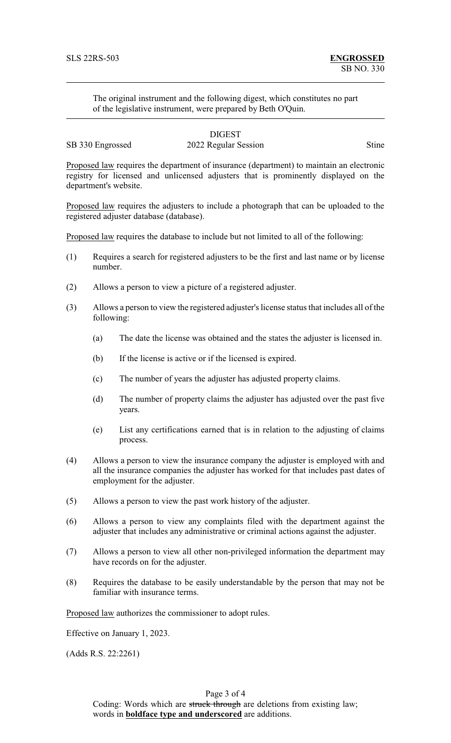SLS 22RS-503 **ENGROSSED**
SB NO. 330

The original instrument and the following digest, which constitutes no part of the legislative instrument, were prepared by Beth O'Quin.

DIGEST

SB 330 Engrossed 2022 Regular Session Stine

Proposed law requires the department of insurance (department) to maintain an electronic registry for licensed and unlicensed adjusters that is prominently displayed on the department's website.

Proposed law requires the adjusters to include a photograph that can be uploaded to the registered adjuster database (database).

Proposed law requires the database to include but not limited to all of the following:

(1) Requires a search for registered adjusters to be the first and last name or by license number.

(2) Allows a person to view a picture of a registered adjuster.

(3) Allows a person to view the registered adjuster's license status that includes all of the following:

   (a) The date the license was obtained and the states the adjuster is licensed in.

   (b) If the license is active or if the licensed is expired.

   (c) The number of years the adjuster has adjusted property claims.

   (d) The number of property claims the adjuster has adjusted over the past five years.

   (e) List any certifications earned that is in relation to the adjusting of claims process.

(4) Allows a person to view the insurance company the adjuster is employed with and all the insurance companies the adjuster has worked for that includes past dates of employment for the adjuster.

(5) Allows a person to view the past work history of the adjuster.

(6) Allows a person to view any complaints filed with the department against the adjuster that includes any administrative or criminal actions against the adjuster.

(7) Allows a person to view all other non-privileged information the department may have records on for the adjuster.

(8) Requires the database to be easily understandable by the person that may not be familiar with insurance terms.

Proposed law authorizes the commissioner to adopt rules.

Effective on January 1, 2023.

(Adds R.S. 22:2261)

Coding: Words which are ~~struck through~~ are deletions from existing law; words in **boldface type and underscored** are additions.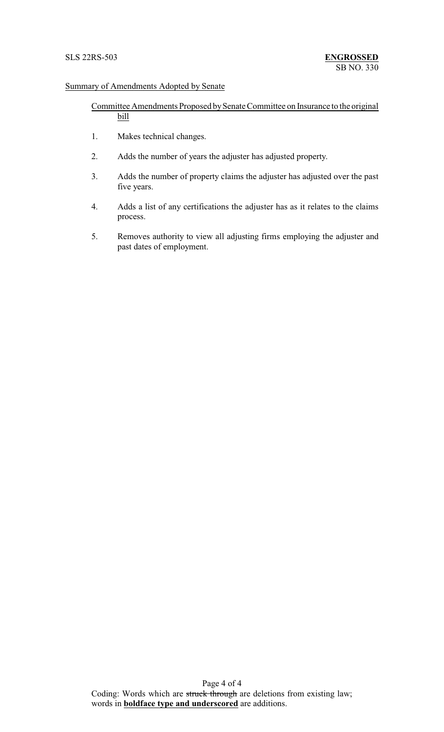Summary of Amendments Adopted by Senate

Committee Amendments Proposed by Senate Committee on Insurance to the original bill

1. Makes technical changes.

2. Adds the number of years the adjuster has adjusted property.

3. Adds the number of property claims the adjuster has adjusted over the past five years.

4. Adds a list of any certifications the adjuster has as it relates to the claims process.

5. Removes authority to view all adjusting firms employing the adjuster and past dates of employment.